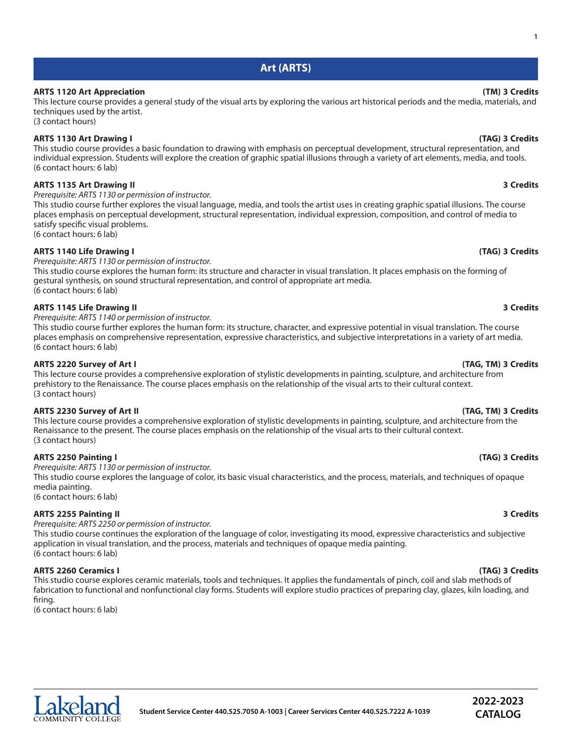# Art (ARTS)

**ARTS 1120 Art Appreciation** **(TM) 3 Credits**

This lecture course provides a general study of the visual arts by exploring the various art historical periods and the media, materials, and techniques used by the artist.
(3 contact hours)

**ARTS 1130 Art Drawing I** **(TAG) 3 Credits**

This studio course provides a basic foundation to drawing with emphasis on perceptual development, structural representation, and individual expression. Students will explore the creation of graphic spatial illusions through a variety of art elements, media, and tools.
(6 contact hours: 6 lab)

**ARTS 1135 Art Drawing II** **3 Credits**

*Prerequisite: ARTS 1130 or permission of instructor.*
This studio course further explores the visual language, media, and tools the artist uses in creating graphic spatial illusions. The course places emphasis on perceptual development, structural representation, individual expression, composition, and control of media to satisfy specific visual problems.
(6 contact hours: 6 lab)

**ARTS 1140 Life Drawing I** **(TAG) 3 Credits**

*Prerequisite: ARTS 1130 or permission of instructor.*
This studio course explores the human form: its structure and character in visual translation. It places emphasis on the forming of gestural synthesis, on sound structural representation, and control of appropriate art media.
(6 contact hours: 6 lab)

**ARTS 1145 Life Drawing II** **3 Credits**

*Prerequisite: ARTS 1140 or permission of instructor.*
This studio course further explores the human form: its structure, character, and expressive potential in visual translation. The course places emphasis on comprehensive representation, expressive characteristics, and subjective interpretations in a variety of art media.
(6 contact hours: 6 lab)

**ARTS 2220 Survey of Art I** **(TAG, TM) 3 Credits**

This lecture course provides a comprehensive exploration of stylistic developments in painting, sculpture, and architecture from prehistory to the Renaissance. The course places emphasis on the relationship of the visual arts to their cultural context.
(3 contact hours)

**ARTS 2230 Survey of Art II** **(TAG, TM) 3 Credits**

This lecture course provides a comprehensive exploration of stylistic developments in painting, sculpture, and architecture from the Renaissance to the present. The course places emphasis on the relationship of the visual arts to their cultural context.
(3 contact hours)

**ARTS 2250 Painting I** **(TAG) 3 Credits**

*Prerequisite: ARTS 1130 or permission of instructor.*
This studio course explores the language of color, its basic visual characteristics, and the process, materials, and techniques of opaque media painting.
(6 contact hours: 6 lab)

**ARTS 2255 Painting II** **3 Credits**

*Prerequisite: ARTS 2250 or permission of instructor.*
This studio course continues the exploration of the language of color, investigating its mood, expressive characteristics and subjective application in visual translation, and the process, materials and techniques of opaque media painting.
(6 contact hours: 6 lab)

**ARTS 2260 Ceramics I** **(TAG) 3 Credits**

This studio course explores ceramic materials, tools and techniques. It applies the fundamentals of pinch, coil and slab methods of fabrication to functional and nonfunctional clay forms. Students will explore studio practices of preparing clay, glazes, kiln loading, and firing.
(6 contact hours: 6 lab)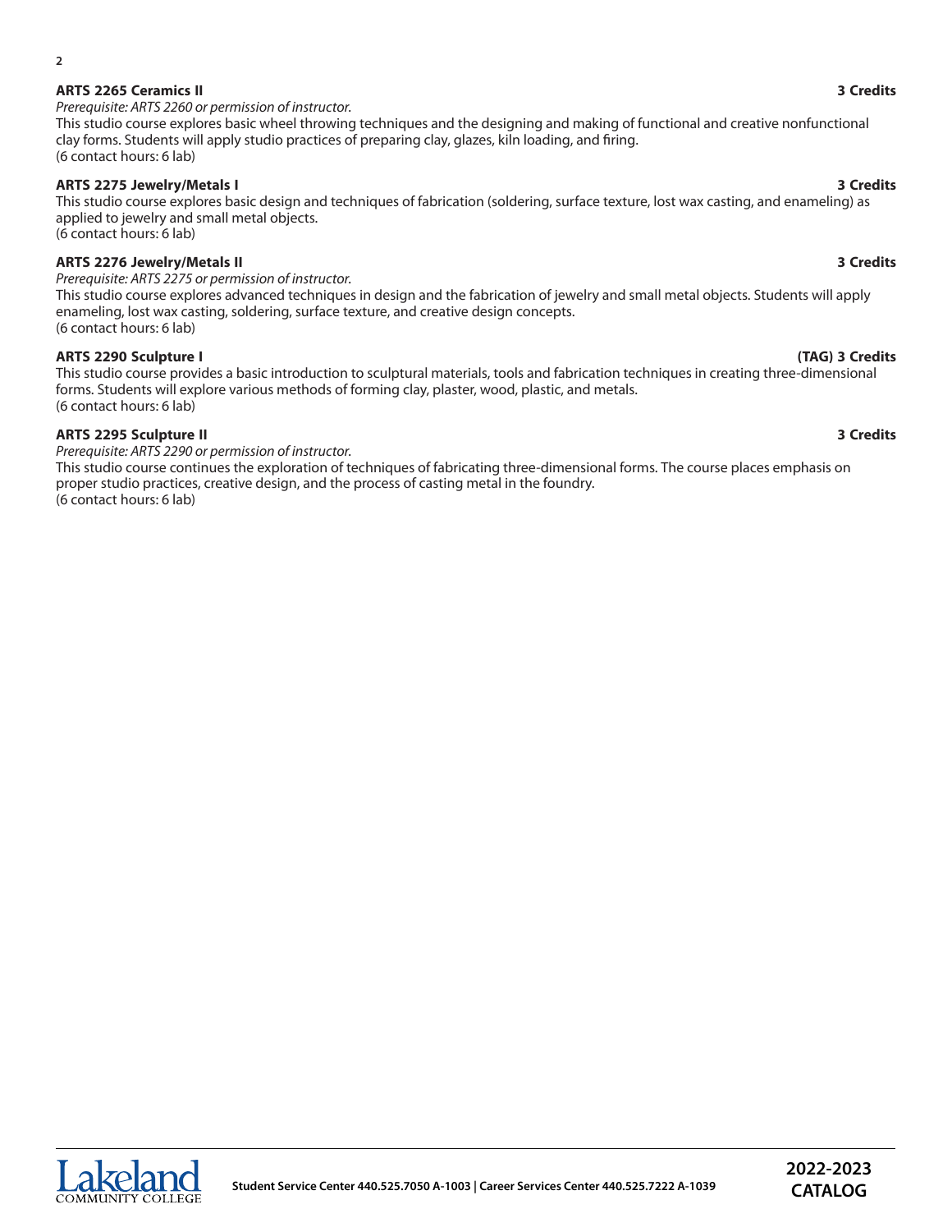**ARTS 2265 Ceramics II** **3 Credits**

*Prerequisite: ARTS 2260 or permission of instructor.*

This studio course explores basic wheel throwing techniques and the designing and making of functional and creative nonfunctional clay forms. Students will apply studio practices of preparing clay, glazes, kiln loading, and firing.
(6 contact hours: 6 lab)

**ARTS 2275 Jewelry/Metals I** **3 Credits**

This studio course explores basic design and techniques of fabrication (soldering, surface texture, lost wax casting, and enameling) as applied to jewelry and small metal objects.
(6 contact hours: 6 lab)

**ARTS 2276 Jewelry/Metals II** **3 Credits**

*Prerequisite: ARTS 2275 or permission of instructor.*

This studio course explores advanced techniques in design and the fabrication of jewelry and small metal objects. Students will apply enameling, lost wax casting, soldering, surface texture, and creative design concepts.
(6 contact hours: 6 lab)

**ARTS 2290 Sculpture I** **(TAG) 3 Credits**

This studio course provides a basic introduction to sculptural materials, tools and fabrication techniques in creating three-dimensional forms. Students will explore various methods of forming clay, plaster, wood, plastic, and metals.
(6 contact hours: 6 lab)

**ARTS 2295 Sculpture II** **3 Credits**

*Prerequisite: ARTS 2290 or permission of instructor.*

This studio course continues the exploration of techniques of fabricating three-dimensional forms. The course places emphasis on proper studio practices, creative design, and the process of casting metal in the foundry.
(6 contact hours: 6 lab)